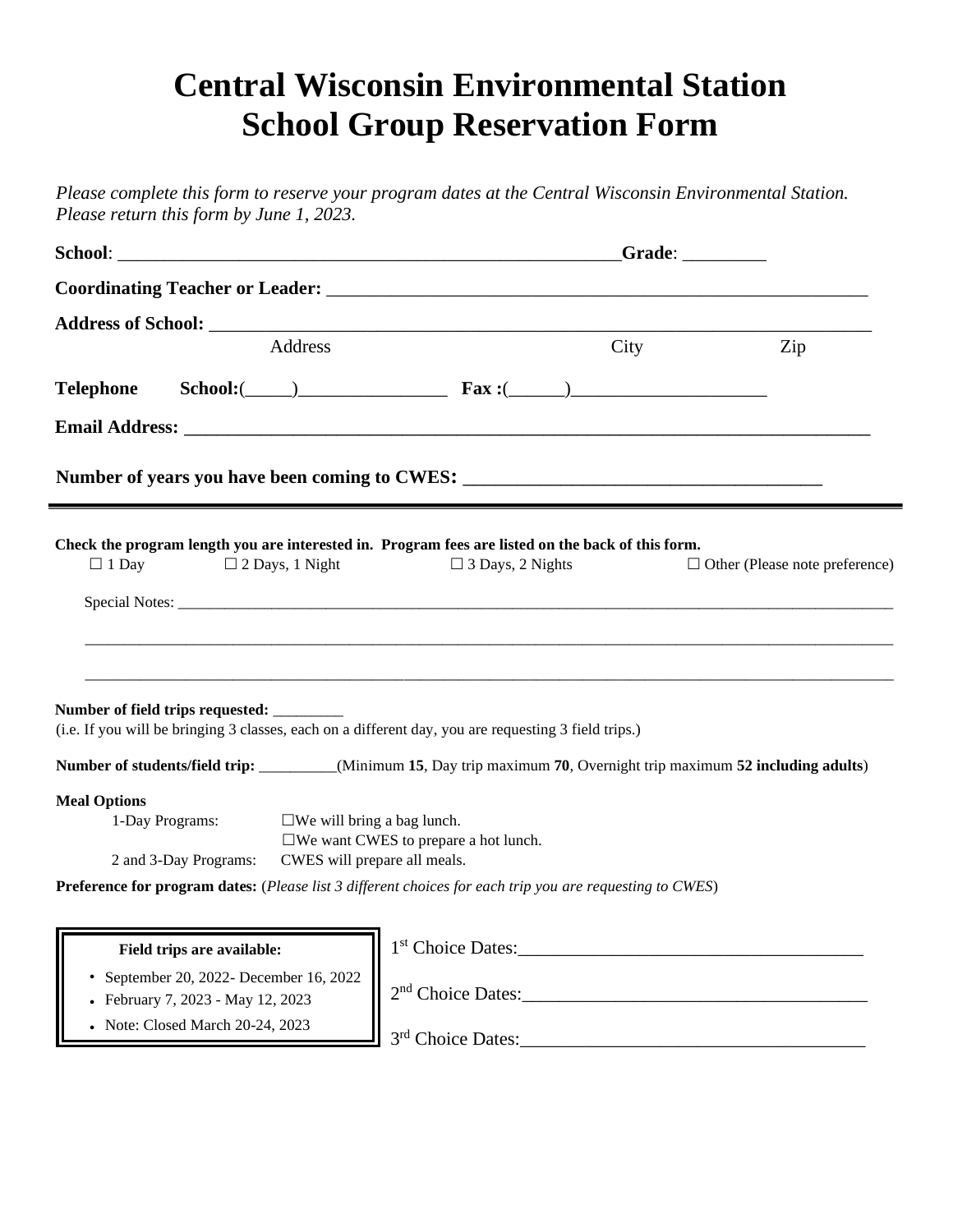# Central Wisconsin Environmental Station
# School Group Reservation Form

*Please complete this form to reserve your program dates at the Central Wisconsin Environmental Station. Please return this form by June 1, 2023.*

**School**: ________________________________________________________**Grade**: _________

**Coordinating Teacher or Leader:** ____________________________________________________________

**Address of School:** ________________________________________________________________________

Address City Zip

**Telephone** **School:**(_____)________________ **Fax :**(______)____________________

**Email Address:** ____________________________________________________________________________

**Number of years you have been coming to CWES:** ______________________________________

---

**Check the program length you are interested in. Program fees are listed on the back of this form.**

☐ 1 Day ☐ 2 Days, 1 Night ☐ 3 Days, 2 Nights ☐ Other (Please note preference)

Special Notes: ____________________________________________________________________________________

____________________________________________________________________________________________________

____________________________________________________________________________________________________

**Number of field trips requested:** _________

(i.e. If you will be bringing 3 classes, each on a different day, you are requesting 3 field trips.)

**Number of students/field trip:** __________(Minimum **15**, Day trip maximum **70**, Overnight trip maximum **52 including adults**)

**Meal Options**

1-Day Programs: ☐We will bring a bag lunch.
☐We want CWES to prepare a hot lunch.

2 and 3-Day Programs: CWES will prepare all meals.

**Preference for program dates:** (*Please list 3 different choices for each trip you are requesting to CWES*)

**Field trips are available:**

- September 20, 2022- December 16, 2022
- February 7, 2023 - May 12, 2023
- Note: Closed March 20-24, 2023

1st Choice Dates:_____________________________________

2nd Choice Dates:______________________________________

3rd Choice Dates:______________________________________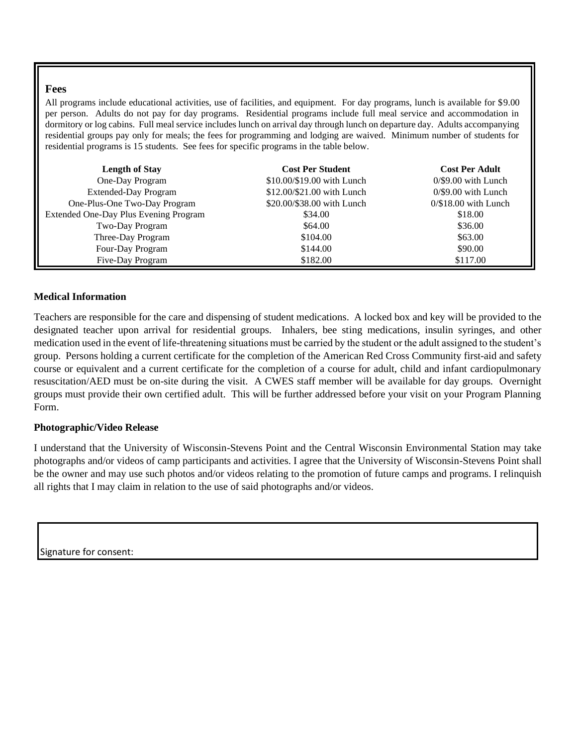## Fees

All programs include educational activities, use of facilities, and equipment. For day programs, lunch is available for $9.00 per person. Adults do not pay for day programs. Residential programs include full meal service and accommodation in dormitory or log cabins. Full meal service includes lunch on arrival day through lunch on departure day. Adults accompanying residential groups pay only for meals; the fees for programming and lodging are waived. Minimum number of students for residential programs is 15 students. See fees for specific programs in the table below.

| Length of Stay | Cost Per Student | Cost Per Adult |
|---|---|---|
| One-Day Program | $10.00/$19.00 with Lunch | 0/$9.00 with Lunch |
| Extended-Day Program | $12.00/$21.00 with Lunch | 0/$9.00 with Lunch |
| One-Plus-One Two-Day Program | $20.00/$38.00 with Lunch | 0/$18.00 with Lunch |
| Extended One-Day Plus Evening Program | $34.00 | $18.00 |
| Two-Day Program | $64.00 | $36.00 |
| Three-Day Program | $104.00 | $63.00 |
| Four-Day Program | $144.00 | $90.00 |
| Five-Day Program | $182.00 | $117.00 |

## Medical Information

Teachers are responsible for the care and dispensing of student medications. A locked box and key will be provided to the designated teacher upon arrival for residential groups. Inhalers, bee sting medications, insulin syringes, and other medication used in the event of life-threatening situations must be carried by the student or the adult assigned to the student's group. Persons holding a current certificate for the completion of the American Red Cross Community first-aid and safety course or equivalent and a current certificate for the completion of a course for adult, child and infant cardiopulmonary resuscitation/AED must be on-site during the visit. A CWES staff member will be available for day groups. Overnight groups must provide their own certified adult. This will be further addressed before your visit on your Program Planning Form.

## Photographic/Video Release

I understand that the University of Wisconsin-Stevens Point and the Central Wisconsin Environmental Station may take photographs and/or videos of camp participants and activities. I agree that the University of Wisconsin-Stevens Point shall be the owner and may use such photos and/or videos relating to the promotion of future camps and programs. I relinquish all rights that I may claim in relation to the use of said photographs and/or videos.

Signature for consent: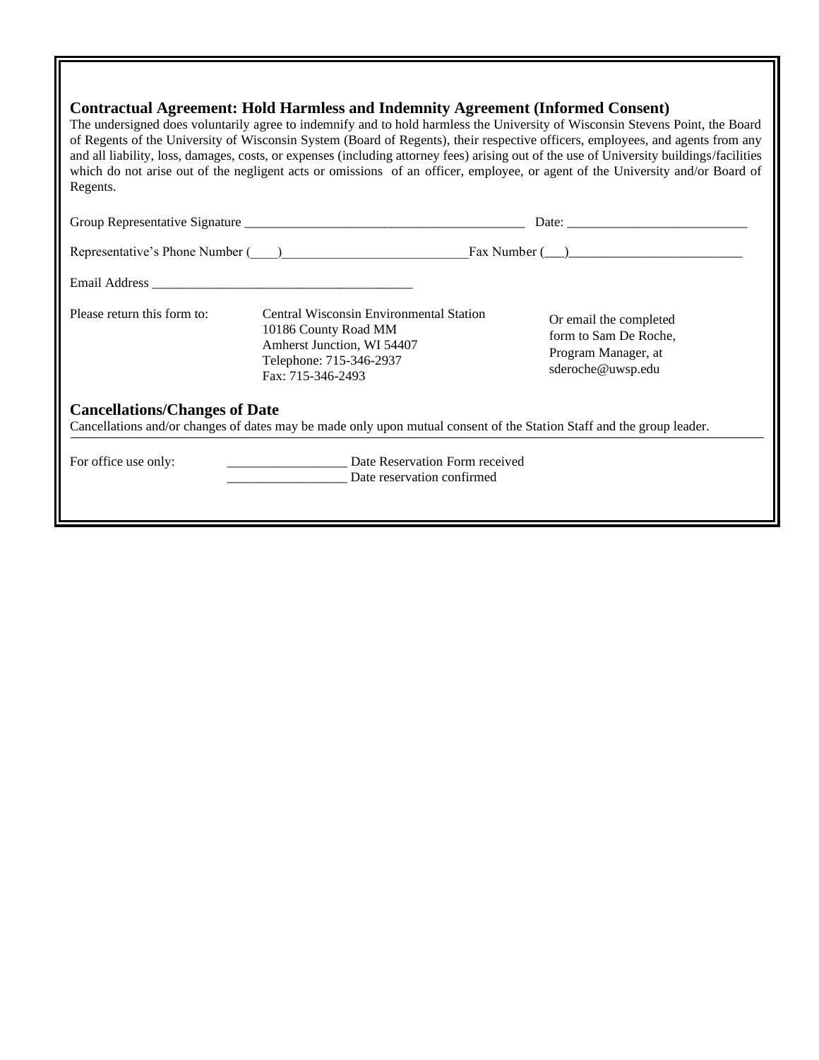## Contractual Agreement: Hold Harmless and Indemnity Agreement (Informed Consent)

The undersigned does voluntarily agree to indemnify and to hold harmless the University of Wisconsin Stevens Point, the Board of Regents of the University of Wisconsin System (Board of Regents), their respective officers, employees, and agents from any and all liability, loss, damages, costs, or expenses (including attorney fees) arising out of the use of University buildings/facilities which do not arise out of the negligent acts or omissions of an officer, employee, or agent of the University and/or Board of Regents.

Group Representative Signature ________________________________________ Date: ___________________________

Representative's Phone Number (____)___________________________Fax Number (___)__________________________

Email Address _______________________________________

Please return this form to:

Central Wisconsin Environmental Station
10186 County Road MM
Amherst Junction, WI 54407
Telephone: 715-346-2937
Fax: 715-346-2493

Or email the completed form to Sam De Roche, Program Manager, at sderoche@uwsp.edu

## Cancellations/Changes of Date

Cancellations and/or changes of dates may be made only upon mutual consent of the Station Staff and the group leader.

---

For office use only:

_________________ Date Reservation Form received

_________________ Date reservation confirmed